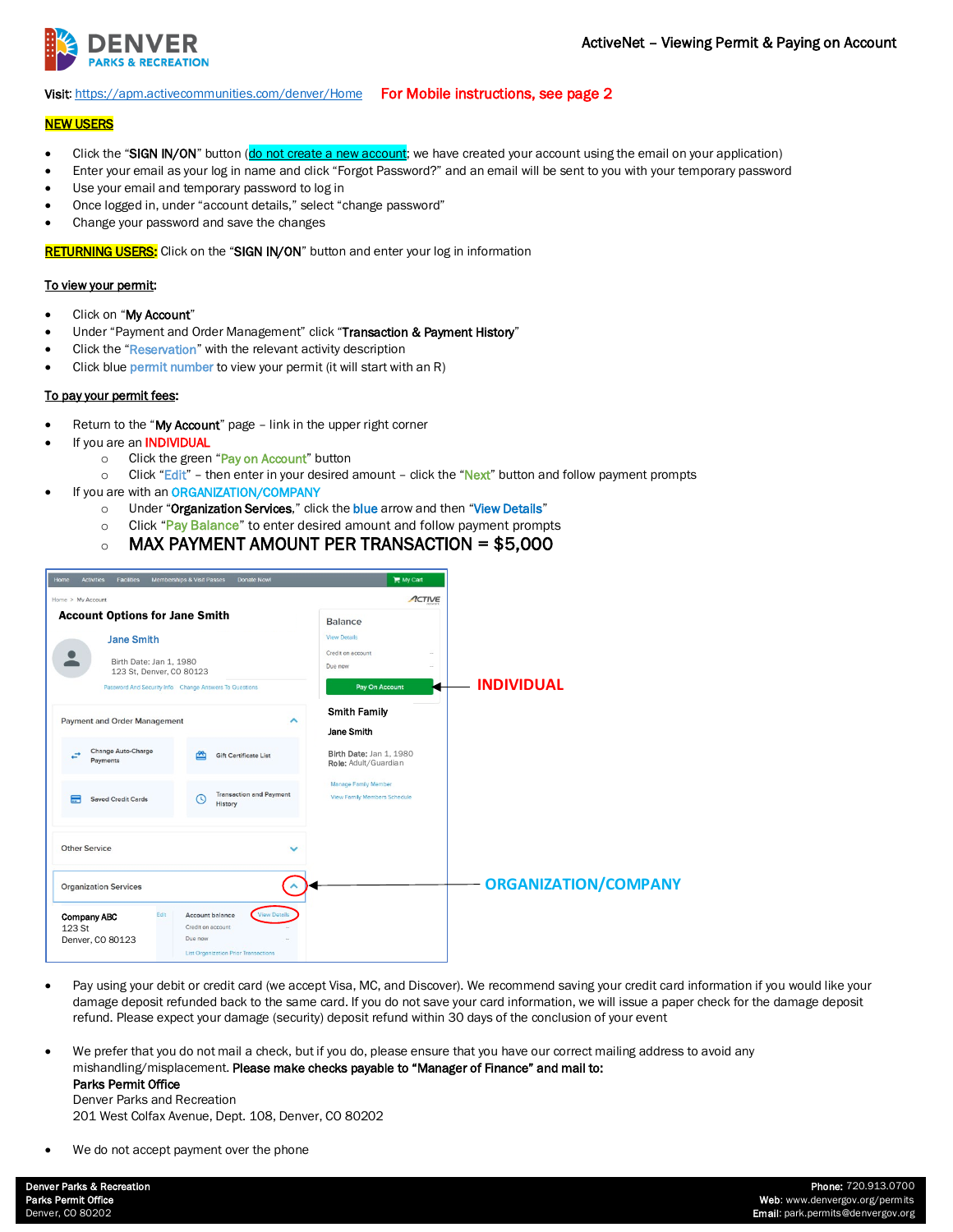# DENVER PARKS & RECREATION

## ActiveNet – Viewing Permit & Paying on Account

Visit: https://apm.activecommunities.com/denver/Home  **For Mobile instructions, see page 2**

**NEW USERS**

- Click the "**SIGN IN/ON**" button (do not create a new account; we have created your account using the email on your application)
- Enter your email as your log in name and click "Forgot Password?" and an email will be sent to you with your temporary password
- Use your email and temporary password to log in
- Once logged in, under "account details," select "change password"
- Change your password and save the changes

**RETURNING USERS:** Click on the "**SIGN IN/ON**" button and enter your log in information

**To view your permit:**

- Click on "**My Account**"
- Under "Payment and Order Management" click "**Transaction & Payment History**"
- Click the "Reservation" with the relevant activity description
- Click blue permit number to view your permit (it will start with an R)

**To pay your permit fees:**

- Return to the "**My Account**" page – link in the upper right corner
- If you are an INDIVIDUAL
    - Click the green "Pay on Account" button
    - Click "Edit" – then enter in your desired amount – click the "Next" button and follow payment prompts
- If you are with an ORGANIZATION/COMPANY
    - Under "**Organization Services**," click the blue arrow and then "View Details"
    - Click "Pay Balance" to enter desired amount and follow payment prompts
    - MAX PAYMENT AMOUNT PER TRANSACTION = $5,000

INDIVIDUAL

ORGANIZATION/COMPANY

- Pay using your debit or credit card (we accept Visa, MC, and Discover). We recommend saving your credit card information if you would like your damage deposit refunded back to the same card. If you do not save your card information, we will issue a paper check for the damage deposit refund. Please expect your damage (security) deposit refund within 30 days of the conclusion of your event

- We prefer that you do not mail a check, but if you do, please ensure that you have our correct mailing address to avoid any mishandling/misplacement. **Please make checks payable to "Manager of Finance" and mail to:**
  **Parks Permit Office**
  Denver Parks and Recreation
  201 West Colfax Avenue, Dept. 108, Denver, CO 80202

- We do not accept payment over the phone

**Denver Parks & Recreation**
**Parks Permit Office**
Denver, CO 80202

**Phone:** 720.913.0700
**Web:** www.denvergov.org/permits
**Email:** park.permits@denvergov.org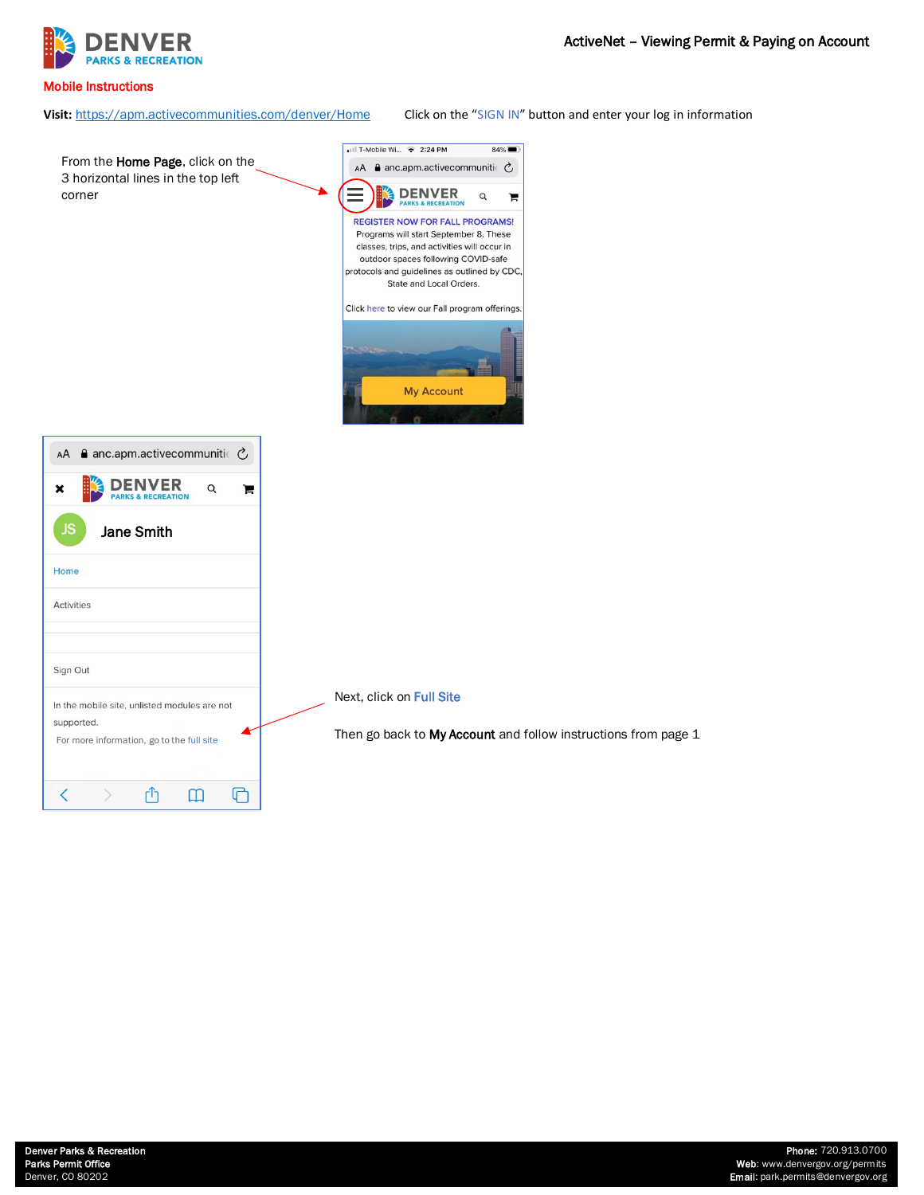**Mobile Instructions**

**Visit:** https://apm.activecommunities.com/denver/Home

Click on the "SIGN IN" button and enter your log in information

From the **Home Page**, click on the 3 horizontal lines in the top left corner

Next, click on **Full Site**

Then go back to **My Account** and follow instructions from page 1

**Denver Parks & Recreation**
**Parks Permit Office**
Denver, CO 80202

**Phone:** 720.913.0700
**Web:** www.denvergov.org/permits
**Email:** park.permits@denvergov.org